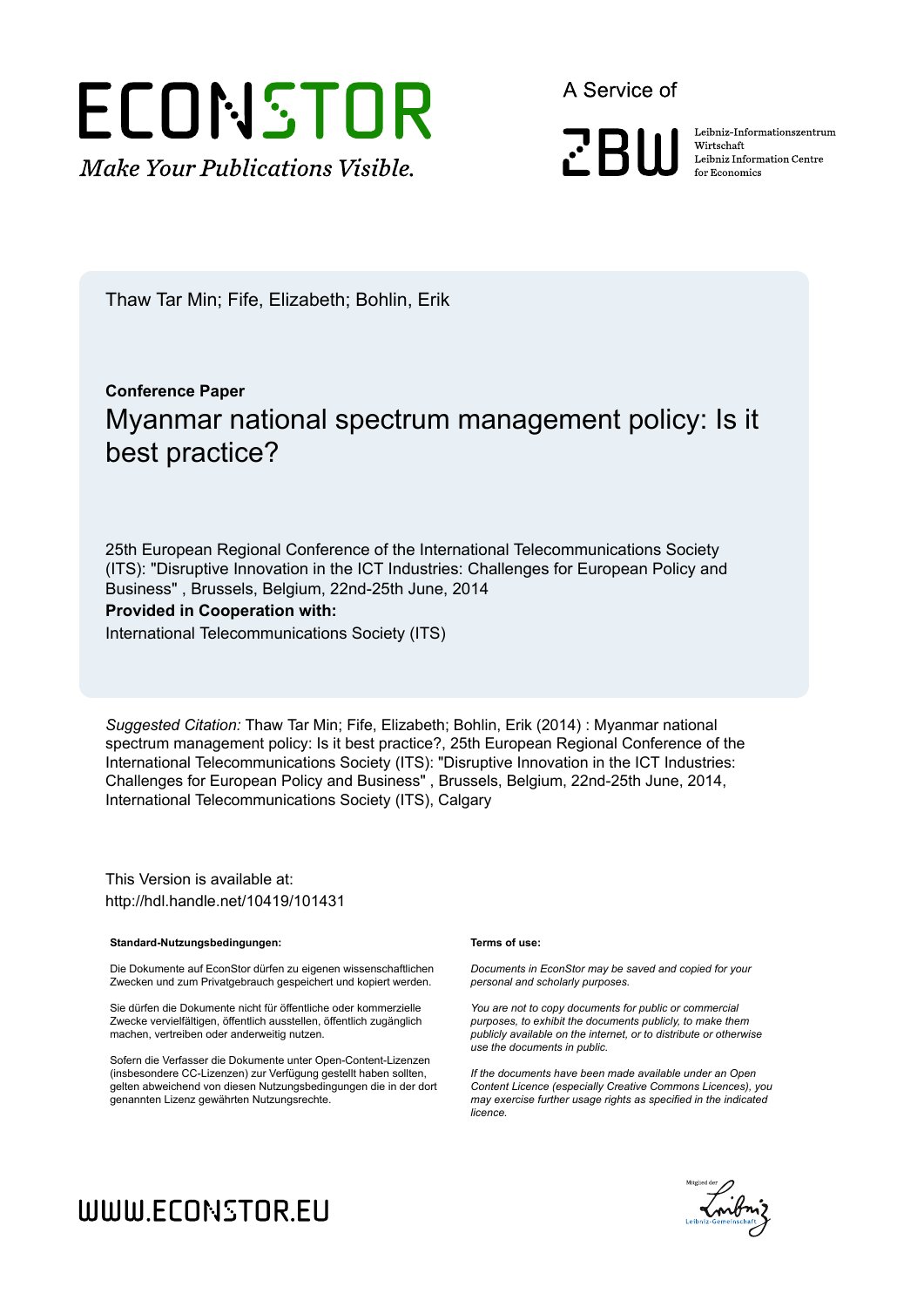ECONSTOR

*Make Your Publications Visible.*

A Service of

ZBW

Leibniz-Informationszentrum Wirtschaft
Leibniz Information Centre for Economics

Thaw Tar Min; Fife, Elizabeth; Bohlin, Erik

**Conference Paper**

# Myanmar national spectrum management policy: Is it best practice?

25th European Regional Conference of the International Telecommunications Society (ITS): "Disruptive Innovation in the ICT Industries: Challenges for European Policy and Business" , Brussels, Belgium, 22nd-25th June, 2014

**Provided in Cooperation with:**

International Telecommunications Society (ITS)

*Suggested Citation:* Thaw Tar Min; Fife, Elizabeth; Bohlin, Erik (2014) : Myanmar national spectrum management policy: Is it best practice?, 25th European Regional Conference of the International Telecommunications Society (ITS): "Disruptive Innovation in the ICT Industries: Challenges for European Policy and Business" , Brussels, Belgium, 22nd-25th June, 2014, International Telecommunications Society (ITS), Calgary

This Version is available at:
http://hdl.handle.net/10419/101431

**Standard-Nutzungsbedingungen:**

Die Dokumente auf EconStor dürfen zu eigenen wissenschaftlichen Zwecken und zum Privatgebrauch gespeichert und kopiert werden.

Sie dürfen die Dokumente nicht für öffentliche oder kommerzielle Zwecke vervielfältigen, öffentlich ausstellen, öffentlich zugänglich machen, vertreiben oder anderweitig nutzen.

Sofern die Verfasser die Dokumente unter Open-Content-Lizenzen (insbesondere CC-Lizenzen) zur Verfügung gestellt haben sollten, gelten abweichend von diesen Nutzungsbedingungen die in der dort genannten Lizenz gewährten Nutzungsrechte.

**Terms of use:**

*Documents in EconStor may be saved and copied for your personal and scholarly purposes.*

*You are not to copy documents for public or commercial purposes, to exhibit the documents publicly, to make them publicly available on the internet, or to distribute or otherwise use the documents in public.*

*If the documents have been made available under an Open Content Licence (especially Creative Commons Licences), you may exercise further usage rights as specified in the indicated licence.*

WWW.ECONSTOR.EU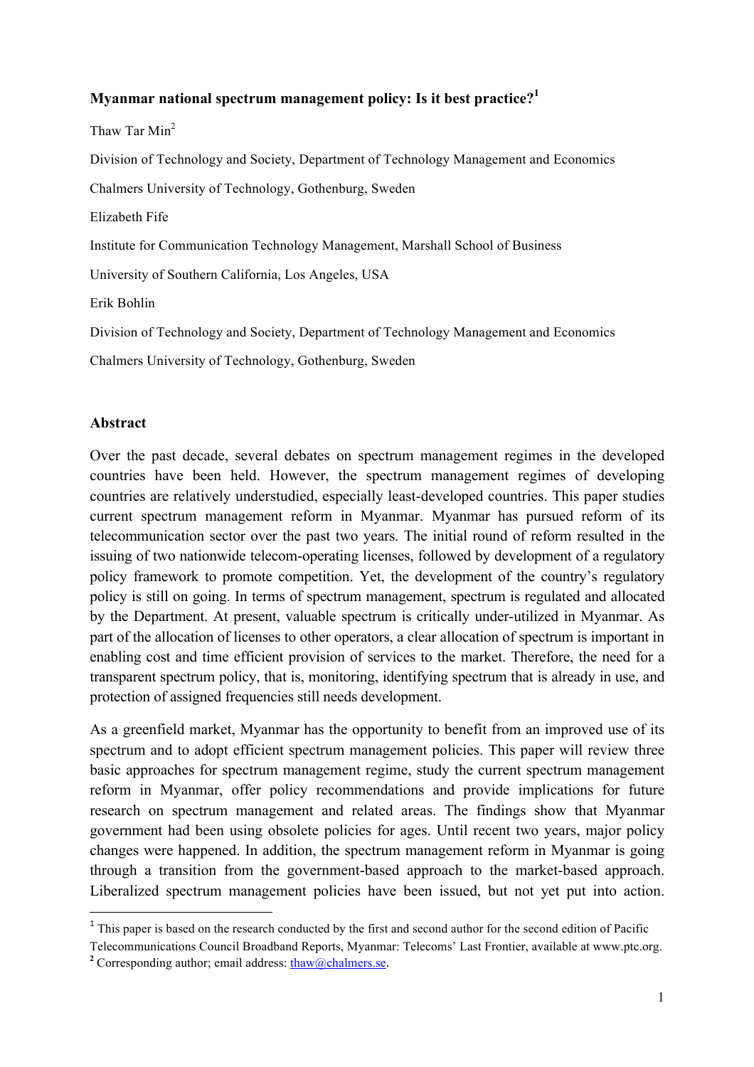**Myanmar national spectrum management policy: Is it best practice?**[1]

Thaw Tar Min[2]

Division of Technology and Society, Department of Technology Management and Economics

Chalmers University of Technology, Gothenburg, Sweden

Elizabeth Fife

Institute for Communication Technology Management, Marshall School of Business

University of Southern California, Los Angeles, USA

Erik Bohlin

Division of Technology and Society, Department of Technology Management and Economics

Chalmers University of Technology, Gothenburg, Sweden

## Abstract

Over the past decade, several debates on spectrum management regimes in the developed countries have been held. However, the spectrum management regimes of developing countries are relatively understudied, especially least-developed countries. This paper studies current spectrum management reform in Myanmar. Myanmar has pursued reform of its telecommunication sector over the past two years. The initial round of reform resulted in the issuing of two nationwide telecom-operating licenses, followed by development of a regulatory policy framework to promote competition. Yet, the development of the country's regulatory policy is still on going. In terms of spectrum management, spectrum is regulated and allocated by the Department. At present, valuable spectrum is critically under-utilized in Myanmar. As part of the allocation of licenses to other operators, a clear allocation of spectrum is important in enabling cost and time efficient provision of services to the market. Therefore, the need for a transparent spectrum policy, that is, monitoring, identifying spectrum that is already in use, and protection of assigned frequencies still needs development.

As a greenfield market, Myanmar has the opportunity to benefit from an improved use of its spectrum and to adopt efficient spectrum management policies. This paper will review three basic approaches for spectrum management regime, study the current spectrum management reform in Myanmar, offer policy recommendations and provide implications for future research on spectrum management and related areas. The findings show that Myanmar government had been using obsolete policies for ages. Until recent two years, major policy changes were happened. In addition, the spectrum management reform in Myanmar is going through a transition from the government-based approach to the market-based approach. Liberalized spectrum management policies have been issued, but not yet put into action.

---

[1] This paper is based on the research conducted by the first and second author for the second edition of Pacific Telecommunications Council Broadband Reports, Myanmar: Telecoms' Last Frontier, available at www.ptc.org.

[2] Corresponding author; email address: thaw@chalmers.se.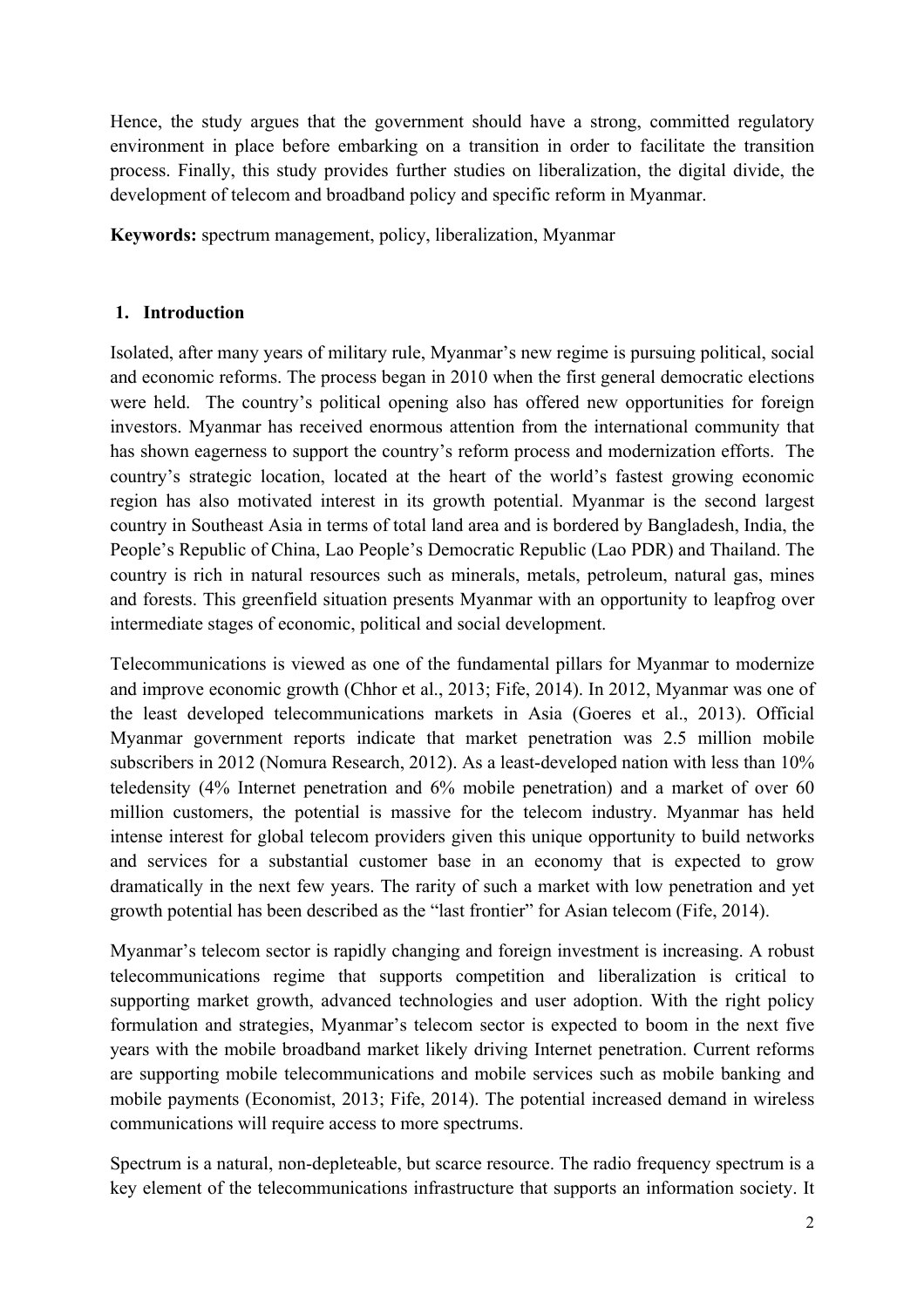Hence, the study argues that the government should have a strong, committed regulatory environment in place before embarking on a transition in order to facilitate the transition process. Finally, this study provides further studies on liberalization, the digital divide, the development of telecom and broadband policy and specific reform in Myanmar.

**Keywords:** spectrum management, policy, liberalization, Myanmar

## 1. Introduction

Isolated, after many years of military rule, Myanmar's new regime is pursuing political, social and economic reforms. The process began in 2010 when the first general democratic elections were held. The country's political opening also has offered new opportunities for foreign investors. Myanmar has received enormous attention from the international community that has shown eagerness to support the country's reform process and modernization efforts. The country's strategic location, located at the heart of the world's fastest growing economic region has also motivated interest in its growth potential. Myanmar is the second largest country in Southeast Asia in terms of total land area and is bordered by Bangladesh, India, the People's Republic of China, Lao People's Democratic Republic (Lao PDR) and Thailand. The country is rich in natural resources such as minerals, metals, petroleum, natural gas, mines and forests. This greenfield situation presents Myanmar with an opportunity to leapfrog over intermediate stages of economic, political and social development.

Telecommunications is viewed as one of the fundamental pillars for Myanmar to modernize and improve economic growth (Chhor et al., 2013; Fife, 2014). In 2012, Myanmar was one of the least developed telecommunications markets in Asia (Goeres et al., 2013). Official Myanmar government reports indicate that market penetration was 2.5 million mobile subscribers in 2012 (Nomura Research, 2012). As a least-developed nation with less than 10% teledensity (4% Internet penetration and 6% mobile penetration) and a market of over 60 million customers, the potential is massive for the telecom industry. Myanmar has held intense interest for global telecom providers given this unique opportunity to build networks and services for a substantial customer base in an economy that is expected to grow dramatically in the next few years. The rarity of such a market with low penetration and yet growth potential has been described as the "last frontier" for Asian telecom (Fife, 2014).

Myanmar's telecom sector is rapidly changing and foreign investment is increasing. A robust telecommunications regime that supports competition and liberalization is critical to supporting market growth, advanced technologies and user adoption. With the right policy formulation and strategies, Myanmar's telecom sector is expected to boom in the next five years with the mobile broadband market likely driving Internet penetration. Current reforms are supporting mobile telecommunications and mobile services such as mobile banking and mobile payments (Economist, 2013; Fife, 2014). The potential increased demand in wireless communications will require access to more spectrums.

Spectrum is a natural, non-depleteable, but scarce resource. The radio frequency spectrum is a key element of the telecommunications infrastructure that supports an information society. It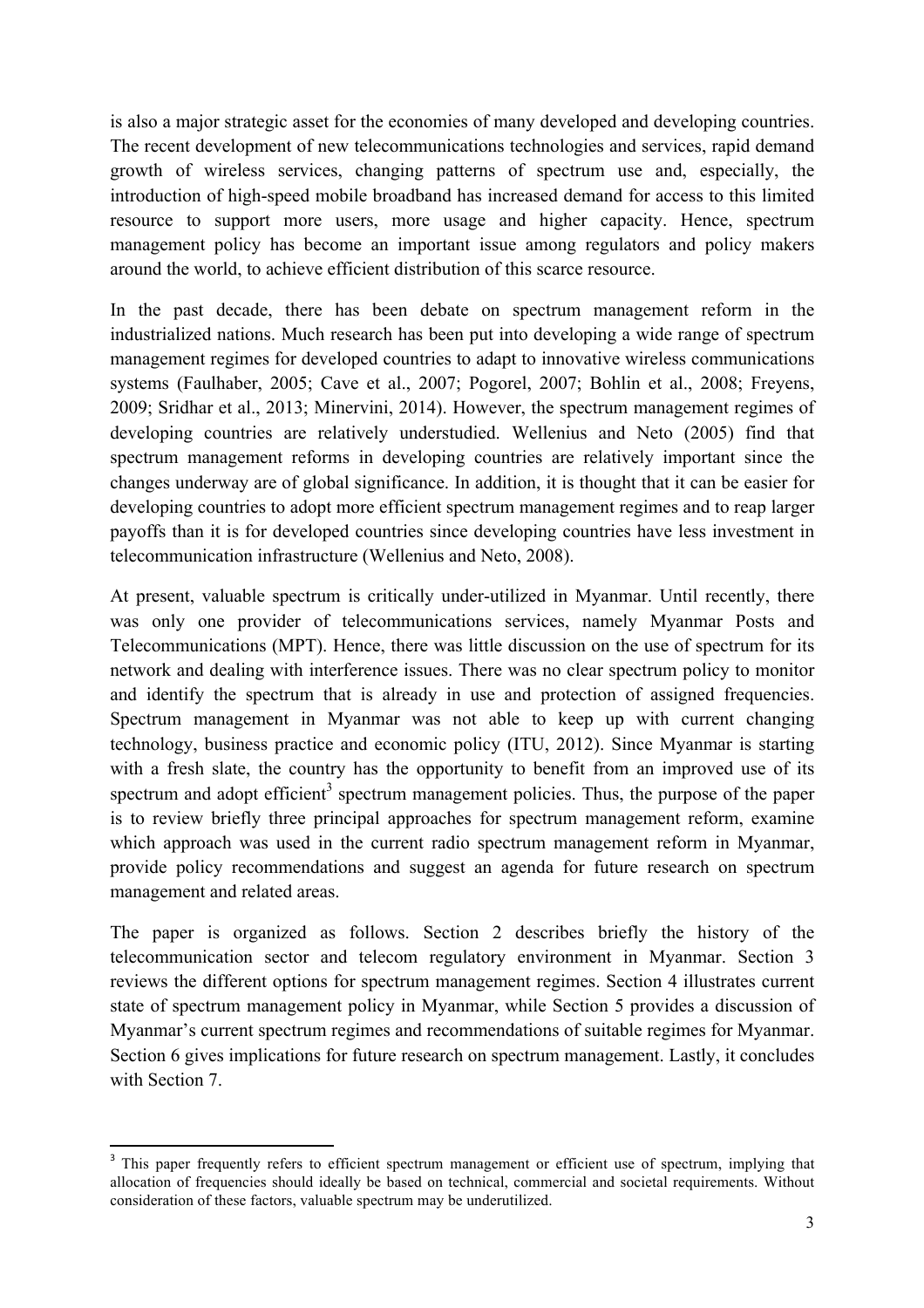is also a major strategic asset for the economies of many developed and developing countries. The recent development of new telecommunications technologies and services, rapid demand growth of wireless services, changing patterns of spectrum use and, especially, the introduction of high-speed mobile broadband has increased demand for access to this limited resource to support more users, more usage and higher capacity. Hence, spectrum management policy has become an important issue among regulators and policy makers around the world, to achieve efficient distribution of this scarce resource.

In the past decade, there has been debate on spectrum management reform in the industrialized nations. Much research has been put into developing a wide range of spectrum management regimes for developed countries to adapt to innovative wireless communications systems (Faulhaber, 2005; Cave et al., 2007; Pogorel, 2007; Bohlin et al., 2008; Freyens, 2009; Sridhar et al., 2013; Minervini, 2014). However, the spectrum management regimes of developing countries are relatively understudied. Wellenius and Neto (2005) find that spectrum management reforms in developing countries are relatively important since the changes underway are of global significance. In addition, it is thought that it can be easier for developing countries to adopt more efficient spectrum management regimes and to reap larger payoffs than it is for developed countries since developing countries have less investment in telecommunication infrastructure (Wellenius and Neto, 2008).

At present, valuable spectrum is critically under-utilized in Myanmar. Until recently, there was only one provider of telecommunications services, namely Myanmar Posts and Telecommunications (MPT). Hence, there was little discussion on the use of spectrum for its network and dealing with interference issues. There was no clear spectrum policy to monitor and identify the spectrum that is already in use and protection of assigned frequencies. Spectrum management in Myanmar was not able to keep up with current changing technology, business practice and economic policy (ITU, 2012). Since Myanmar is starting with a fresh slate, the country has the opportunity to benefit from an improved use of its spectrum and adopt efficient[3] spectrum management policies. Thus, the purpose of the paper is to review briefly three principal approaches for spectrum management reform, examine which approach was used in the current radio spectrum management reform in Myanmar, provide policy recommendations and suggest an agenda for future research on spectrum management and related areas.

The paper is organized as follows. Section 2 describes briefly the history of the telecommunication sector and telecom regulatory environment in Myanmar. Section 3 reviews the different options for spectrum management regimes. Section 4 illustrates current state of spectrum management policy in Myanmar, while Section 5 provides a discussion of Myanmar's current spectrum regimes and recommendations of suitable regimes for Myanmar. Section 6 gives implications for future research on spectrum management. Lastly, it concludes with Section 7.

[3] This paper frequently refers to efficient spectrum management or efficient use of spectrum, implying that allocation of frequencies should ideally be based on technical, commercial and societal requirements. Without consideration of these factors, valuable spectrum may be underutilized.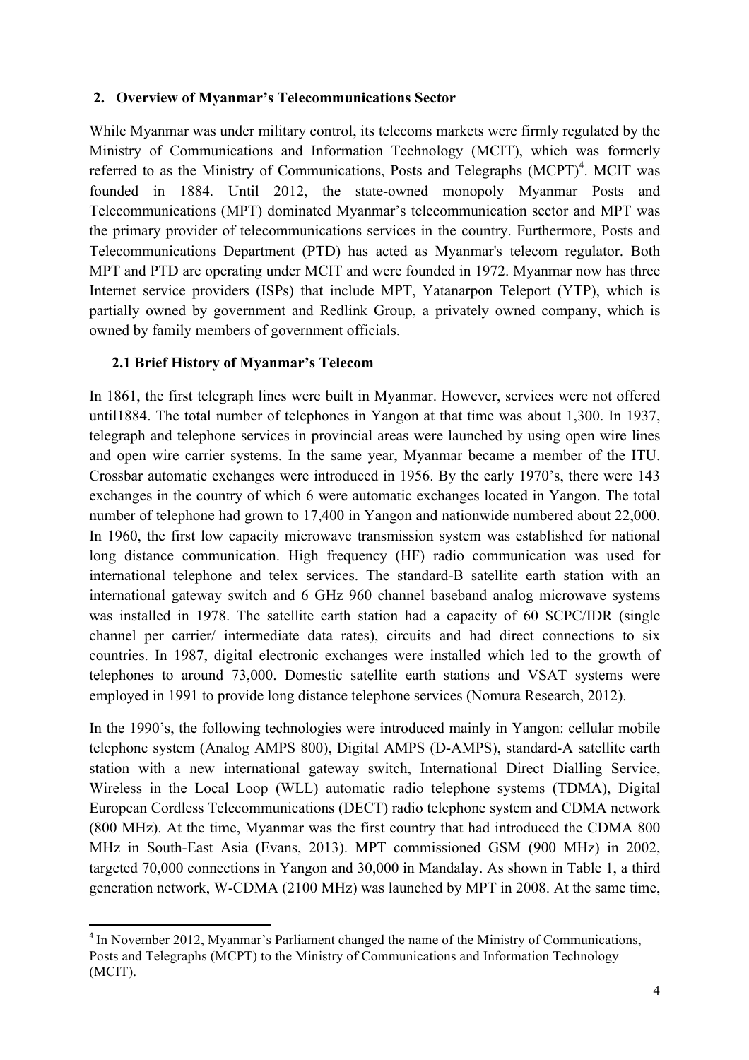## 2. Overview of Myanmar's Telecommunications Sector

While Myanmar was under military control, its telecoms markets were firmly regulated by the Ministry of Communications and Information Technology (MCIT), which was formerly referred to as the Ministry of Communications, Posts and Telegraphs (MCPT)[4]. MCIT was founded in 1884. Until 2012, the state-owned monopoly Myanmar Posts and Telecommunications (MPT) dominated Myanmar's telecommunication sector and MPT was the primary provider of telecommunications services in the country. Furthermore, Posts and Telecommunications Department (PTD) has acted as Myanmar's telecom regulator. Both MPT and PTD are operating under MCIT and were founded in 1972. Myanmar now has three Internet service providers (ISPs) that include MPT, Yatanarpon Teleport (YTP), which is partially owned by government and Redlink Group, a privately owned company, which is owned by family members of government officials.

### 2.1 Brief History of Myanmar's Telecom

In 1861, the first telegraph lines were built in Myanmar. However, services were not offered until1884. The total number of telephones in Yangon at that time was about 1,300. In 1937, telegraph and telephone services in provincial areas were launched by using open wire lines and open wire carrier systems. In the same year, Myanmar became a member of the ITU. Crossbar automatic exchanges were introduced in 1956. By the early 1970's, there were 143 exchanges in the country of which 6 were automatic exchanges located in Yangon. The total number of telephone had grown to 17,400 in Yangon and nationwide numbered about 22,000. In 1960, the first low capacity microwave transmission system was established for national long distance communication. High frequency (HF) radio communication was used for international telephone and telex services. The standard-B satellite earth station with an international gateway switch and 6 GHz 960 channel baseband analog microwave systems was installed in 1978. The satellite earth station had a capacity of 60 SCPC/IDR (single channel per carrier/ intermediate data rates), circuits and had direct connections to six countries. In 1987, digital electronic exchanges were installed which led to the growth of telephones to around 73,000. Domestic satellite earth stations and VSAT systems were employed in 1991 to provide long distance telephone services (Nomura Research, 2012).

In the 1990's, the following technologies were introduced mainly in Yangon: cellular mobile telephone system (Analog AMPS 800), Digital AMPS (D-AMPS), standard-A satellite earth station with a new international gateway switch, International Direct Dialling Service, Wireless in the Local Loop (WLL) automatic radio telephone systems (TDMA), Digital European Cordless Telecommunications (DECT) radio telephone system and CDMA network (800 MHz). At the time, Myanmar was the first country that had introduced the CDMA 800 MHz in South-East Asia (Evans, 2013). MPT commissioned GSM (900 MHz) in 2002, targeted 70,000 connections in Yangon and 30,000 in Mandalay. As shown in Table 1, a third generation network, W-CDMA (2100 MHz) was launched by MPT in 2008. At the same time,

[4] In November 2012, Myanmar's Parliament changed the name of the Ministry of Communications, Posts and Telegraphs (MCPT) to the Ministry of Communications and Information Technology (MCIT).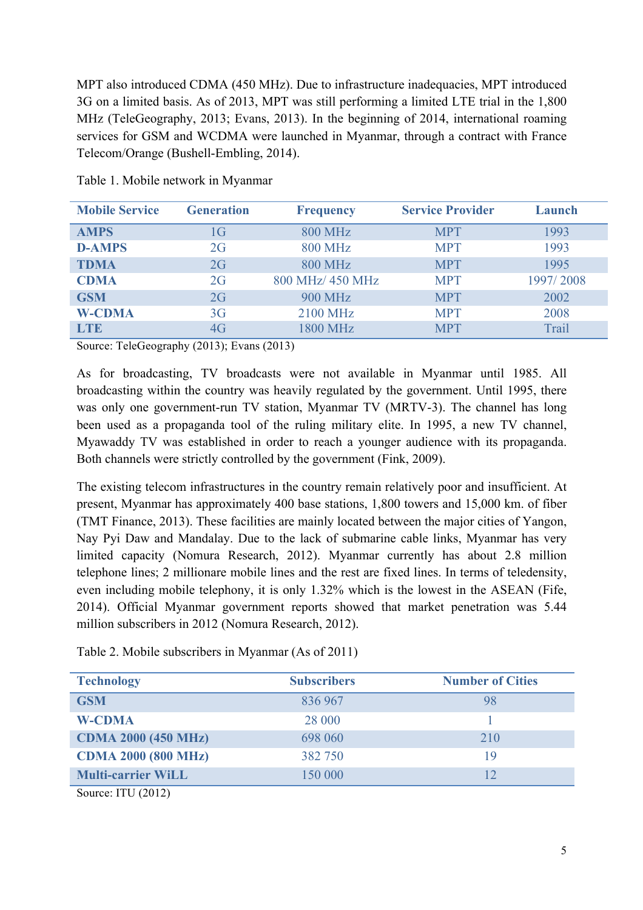MPT also introduced CDMA (450 MHz). Due to infrastructure inadequacies, MPT introduced 3G on a limited basis. As of 2013, MPT was still performing a limited LTE trial in the 1,800 MHz (TeleGeography, 2013; Evans, 2013). In the beginning of 2014, international roaming services for GSM and WCDMA were launched in Myanmar, through a contract with France Telecom/Orange (Bushell-Embling, 2014).

Table 1. Mobile network in Myanmar

| Mobile Service | Generation | Frequency | Service Provider | Launch |
|---|---|---|---|---|
| **AMPS** | 1G | 800 MHz | MPT | 1993 |
| **D-AMPS** | 2G | 800 MHz | MPT | 1993 |
| **TDMA** | 2G | 800 MHz | MPT | 1995 |
| **CDMA** | 2G | 800 MHz/ 450 MHz | MPT | 1997/ 2008 |
| **GSM** | 2G | 900 MHz | MPT | 2002 |
| **W-CDMA** | 3G | 2100 MHz | MPT | 2008 |
| **LTE** | 4G | 1800 MHz | MPT | Trail |

Source: TeleGeography (2013); Evans (2013)

As for broadcasting, TV broadcasts were not available in Myanmar until 1985. All broadcasting within the country was heavily regulated by the government. Until 1995, there was only one government-run TV station, Myanmar TV (MRTV-3). The channel has long been used as a propaganda tool of the ruling military elite. In 1995, a new TV channel, Myawaddy TV was established in order to reach a younger audience with its propaganda. Both channels were strictly controlled by the government (Fink, 2009).

The existing telecom infrastructures in the country remain relatively poor and insufficient. At present, Myanmar has approximately 400 base stations, 1,800 towers and 15,000 km. of fiber (TMT Finance, 2013). These facilities are mainly located between the major cities of Yangon, Nay Pyi Daw and Mandalay. Due to the lack of submarine cable links, Myanmar has very limited capacity (Nomura Research, 2012). Myanmar currently has about 2.8 million telephone lines; 2 millionare mobile lines and the rest are fixed lines. In terms of teledensity, even including mobile telephony, it is only 1.32% which is the lowest in the ASEAN (Fife, 2014). Official Myanmar government reports showed that market penetration was 5.44 million subscribers in 2012 (Nomura Research, 2012).

Table 2. Mobile subscribers in Myanmar (As of 2011)

| Technology | Subscribers | Number of Cities |
|---|---|---|
| **GSM** | 836 967 | 98 |
| **W-CDMA** | 28 000 | 1 |
| **CDMA 2000 (450 MHz)** | 698 060 | 210 |
| **CDMA 2000 (800 MHz)** | 382 750 | 19 |
| **Multi-carrier WiLL** | 150 000 | 12 |

Source: ITU (2012)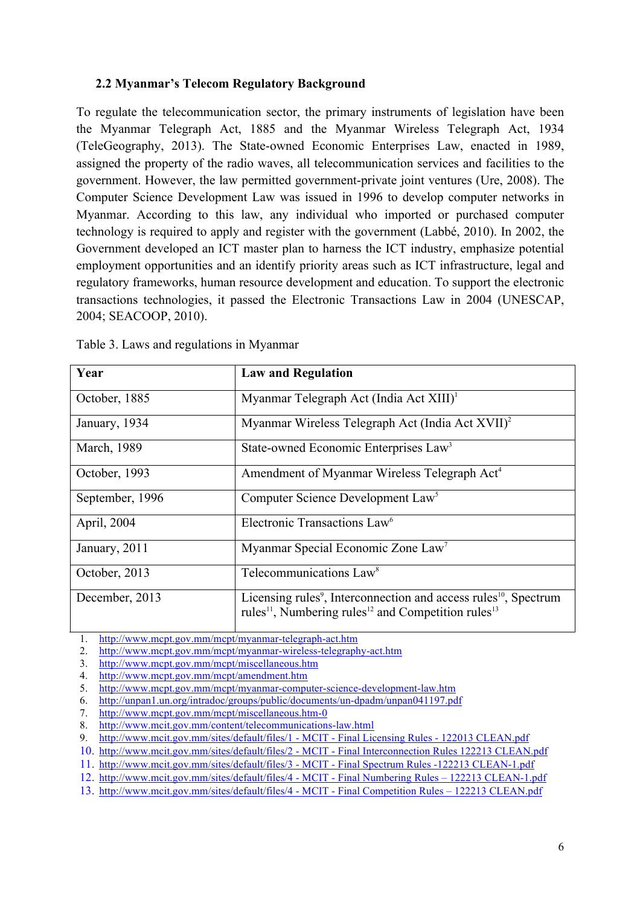### 2.2 Myanmar's Telecom Regulatory Background

To regulate the telecommunication sector, the primary instruments of legislation have been the Myanmar Telegraph Act, 1885 and the Myanmar Wireless Telegraph Act, 1934 (TeleGeography, 2013). The State-owned Economic Enterprises Law, enacted in 1989, assigned the property of the radio waves, all telecommunication services and facilities to the government. However, the law permitted government-private joint ventures (Ure, 2008). The Computer Science Development Law was issued in 1996 to develop computer networks in Myanmar. According to this law, any individual who imported or purchased computer technology is required to apply and register with the government (Labbé, 2010). In 2002, the Government developed an ICT master plan to harness the ICT industry, emphasize potential employment opportunities and an identify priority areas such as ICT infrastructure, legal and regulatory frameworks, human resource development and education. To support the electronic transactions technologies, it passed the Electronic Transactions Law in 2004 (UNESCAP, 2004; SEACOOP, 2010).

Table 3. Laws and regulations in Myanmar

| Year | Law and Regulation |
| --- | --- |
| October, 1885 | Myanmar Telegraph Act (India Act XIII)[1] |
| January, 1934 | Myanmar Wireless Telegraph Act (India Act XVII)[2] |
| March, 1989 | State-owned Economic Enterprises Law[3] |
| October, 1993 | Amendment of Myanmar Wireless Telegraph Act[4] |
| September, 1996 | Computer Science Development Law[5] |
| April, 2004 | Electronic Transactions Law[6] |
| January, 2011 | Myanmar Special Economic Zone Law[7] |
| October, 2013 | Telecommunications Law[8] |
| December, 2013 | Licensing rules[9], Interconnection and access rules[10], Spectrum rules[11], Numbering rules[12] and Competition rules[13] |

1. http://www.mcpt.gov.mm/mcpt/myanmar-telegraph-act.htm
2. http://www.mcpt.gov.mm/mcpt/myanmar-wireless-telegraphy-act.htm
3. http://www.mcpt.gov.mm/mcpt/miscellaneous.htm
4. http://www.mcpt.gov.mm/mcpt/amendment.htm
5. http://www.mcpt.gov.mm/mcpt/myanmar-computer-science-development-law.htm
6. http://unpan1.un.org/intradoc/groups/public/documents/un-dpadm/unpan041197.pdf
7. http://www.mcpt.gov.mm/mcpt/miscellaneous.htm-0
8. http://www.mcit.gov.mm/content/telecommunications-law.html
9. http://www.mcit.gov.mm/sites/default/files/1 - MCIT - Final Licensing Rules - 122013 CLEAN.pdf
10. http://www.mcit.gov.mm/sites/default/files/2 - MCIT - Final Interconnection Rules 122213 CLEAN.pdf
11. http://www.mcit.gov.mm/sites/default/files/3 - MCIT - Final Spectrum Rules -122213 CLEAN-1.pdf
12. http://www.mcit.gov.mm/sites/default/files/4 - MCIT - Final Numbering Rules – 122213 CLEAN-1.pdf
13. http://www.mcit.gov.mm/sites/default/files/4 - MCIT - Final Competition Rules – 122213 CLEAN.pdf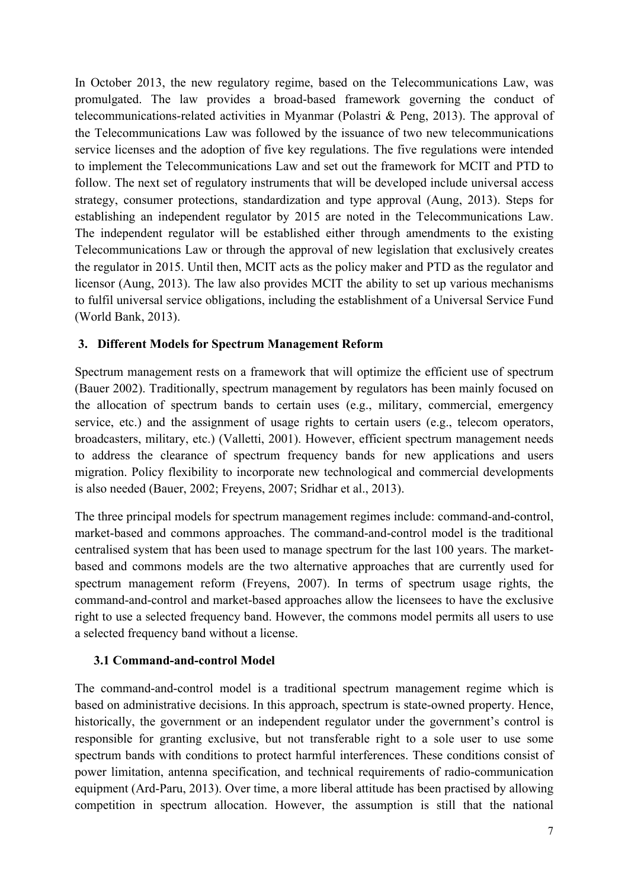In October 2013, the new regulatory regime, based on the Telecommunications Law, was promulgated. The law provides a broad-based framework governing the conduct of telecommunications-related activities in Myanmar (Polastri & Peng, 2013). The approval of the Telecommunications Law was followed by the issuance of two new telecommunications service licenses and the adoption of five key regulations. The five regulations were intended to implement the Telecommunications Law and set out the framework for MCIT and PTD to follow. The next set of regulatory instruments that will be developed include universal access strategy, consumer protections, standardization and type approval (Aung, 2013). Steps for establishing an independent regulator by 2015 are noted in the Telecommunications Law. The independent regulator will be established either through amendments to the existing Telecommunications Law or through the approval of new legislation that exclusively creates the regulator in 2015. Until then, MCIT acts as the policy maker and PTD as the regulator and licensor (Aung, 2013). The law also provides MCIT the ability to set up various mechanisms to fulfil universal service obligations, including the establishment of a Universal Service Fund (World Bank, 2013).

## 3. Different Models for Spectrum Management Reform

Spectrum management rests on a framework that will optimize the efficient use of spectrum (Bauer 2002). Traditionally, spectrum management by regulators has been mainly focused on the allocation of spectrum bands to certain uses (e.g., military, commercial, emergency service, etc.) and the assignment of usage rights to certain users (e.g., telecom operators, broadcasters, military, etc.) (Valletti, 2001). However, efficient spectrum management needs to address the clearance of spectrum frequency bands for new applications and users migration. Policy flexibility to incorporate new technological and commercial developments is also needed (Bauer, 2002; Freyens, 2007; Sridhar et al., 2013).

The three principal models for spectrum management regimes include: command-and-control, market-based and commons approaches. The command-and-control model is the traditional centralised system that has been used to manage spectrum for the last 100 years. The market-based and commons models are the two alternative approaches that are currently used for spectrum management reform (Freyens, 2007). In terms of spectrum usage rights, the command-and-control and market-based approaches allow the licensees to have the exclusive right to use a selected frequency band. However, the commons model permits all users to use a selected frequency band without a license.

### 3.1 Command-and-control Model

The command-and-control model is a traditional spectrum management regime which is based on administrative decisions. In this approach, spectrum is state-owned property. Hence, historically, the government or an independent regulator under the government's control is responsible for granting exclusive, but not transferable right to a sole user to use some spectrum bands with conditions to protect harmful interferences. These conditions consist of power limitation, antenna specification, and technical requirements of radio-communication equipment (Ard-Paru, 2013). Over time, a more liberal attitude has been practised by allowing competition in spectrum allocation. However, the assumption is still that the national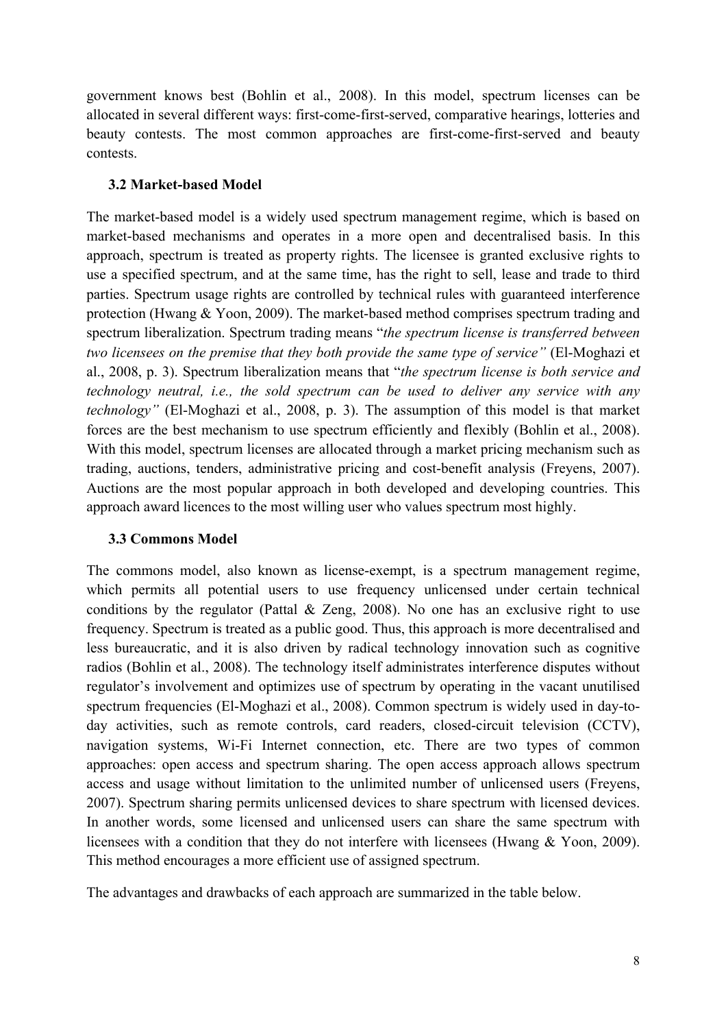government knows best (Bohlin et al., 2008). In this model, spectrum licenses can be allocated in several different ways: first-come-first-served, comparative hearings, lotteries and beauty contests. The most common approaches are first-come-first-served and beauty contests.

### 3.2 Market-based Model

The market-based model is a widely used spectrum management regime, which is based on market-based mechanisms and operates in a more open and decentralised basis. In this approach, spectrum is treated as property rights. The licensee is granted exclusive rights to use a specified spectrum, and at the same time, has the right to sell, lease and trade to third parties. Spectrum usage rights are controlled by technical rules with guaranteed interference protection (Hwang & Yoon, 2009). The market-based method comprises spectrum trading and spectrum liberalization. Spectrum trading means "*the spectrum license is transferred between two licensees on the premise that they both provide the same type of service"* (El-Moghazi et al., 2008, p. 3). Spectrum liberalization means that "*the spectrum license is both service and technology neutral, i.e., the sold spectrum can be used to deliver any service with any technology"* (El-Moghazi et al., 2008, p. 3). The assumption of this model is that market forces are the best mechanism to use spectrum efficiently and flexibly (Bohlin et al., 2008). With this model, spectrum licenses are allocated through a market pricing mechanism such as trading, auctions, tenders, administrative pricing and cost-benefit analysis (Freyens, 2007). Auctions are the most popular approach in both developed and developing countries. This approach award licences to the most willing user who values spectrum most highly.

### 3.3 Commons Model

The commons model, also known as license-exempt, is a spectrum management regime, which permits all potential users to use frequency unlicensed under certain technical conditions by the regulator (Pattal & Zeng, 2008). No one has an exclusive right to use frequency. Spectrum is treated as a public good. Thus, this approach is more decentralised and less bureaucratic, and it is also driven by radical technology innovation such as cognitive radios (Bohlin et al., 2008). The technology itself administrates interference disputes without regulator's involvement and optimizes use of spectrum by operating in the vacant unutilised spectrum frequencies (El-Moghazi et al., 2008). Common spectrum is widely used in day-to-day activities, such as remote controls, card readers, closed-circuit television (CCTV), navigation systems, Wi-Fi Internet connection, etc. There are two types of common approaches: open access and spectrum sharing. The open access approach allows spectrum access and usage without limitation to the unlimited number of unlicensed users (Freyens, 2007). Spectrum sharing permits unlicensed devices to share spectrum with licensed devices. In another words, some licensed and unlicensed users can share the same spectrum with licensees with a condition that they do not interfere with licensees (Hwang & Yoon, 2009). This method encourages a more efficient use of assigned spectrum.

The advantages and drawbacks of each approach are summarized in the table below.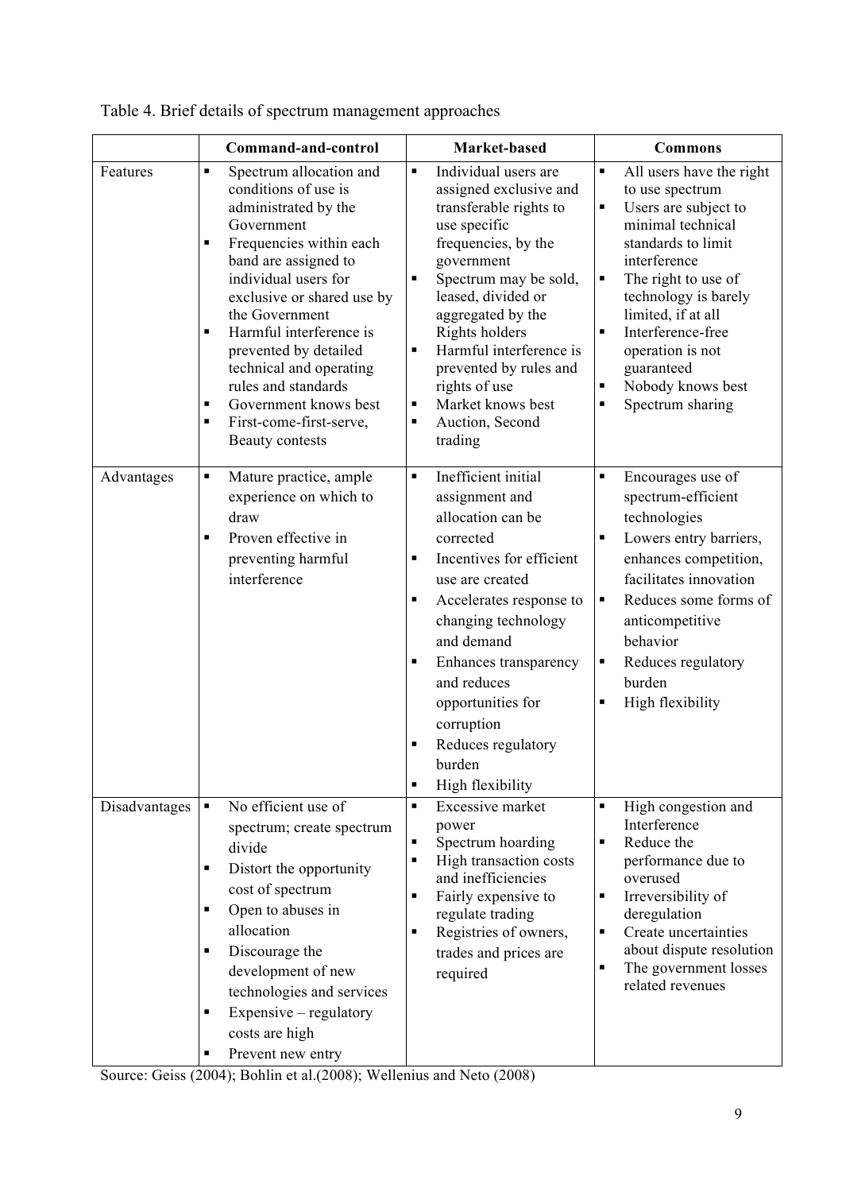Table 4. Brief details of spectrum management approaches

| | Command-and-control | Market-based | Commons |
|---|---|---|---|
| Features | ▪ Spectrum allocation and conditions of use is administrated by the Government<br>▪ Frequencies within each band are assigned to individual users for exclusive or shared use by the Government<br>▪ Harmful interference is prevented by detailed technical and operating rules and standards<br>▪ Government knows best<br>▪ First-come-first-serve, Beauty contests | ▪ Individual users are assigned exclusive and transferable rights to use specific frequencies, by the government<br>▪ Spectrum may be sold, leased, divided or aggregated by the Rights holders<br>▪ Harmful interference is prevented by rules and rights of use<br>▪ Market knows best<br>▪ Auction, Second trading | ▪ All users have the right to use spectrum<br>▪ Users are subject to minimal technical standards to limit interference<br>▪ The right to use of technology is barely limited, if at all<br>▪ Interference-free operation is not guaranteed<br>▪ Nobody knows best<br>▪ Spectrum sharing |
| Advantages | ▪ Mature practice, ample experience on which to draw<br>▪ Proven effective in preventing harmful interference | ▪ Inefficient initial assignment and allocation can be corrected<br>▪ Incentives for efficient use are created<br>▪ Accelerates response to changing technology and demand<br>▪ Enhances transparency and reduces opportunities for corruption<br>▪ Reduces regulatory burden<br>▪ High flexibility | ▪ Encourages use of spectrum-efficient technologies<br>▪ Lowers entry barriers, enhances competition, facilitates innovation<br>▪ Reduces some forms of anticompetitive behavior<br>▪ Reduces regulatory burden<br>▪ High flexibility |
| Disadvantages | ▪ No efficient use of spectrum; create spectrum divide<br>▪ Distort the opportunity cost of spectrum<br>▪ Open to abuses in allocation<br>▪ Discourage the development of new technologies and services<br>▪ Expensive – regulatory costs are high<br>▪ Prevent new entry | ▪ Excessive market power<br>▪ Spectrum hoarding<br>▪ High transaction costs and inefficiencies<br>▪ Fairly expensive to regulate trading<br>▪ Registries of owners, trades and prices are required | ▪ High congestion and Interference<br>▪ Reduce the performance due to overused<br>▪ Irreversibility of deregulation<br>▪ Create uncertainties about dispute resolution<br>▪ The government losses related revenues |

Source: Geiss (2004); Bohlin et al.(2008); Wellenius and Neto (2008)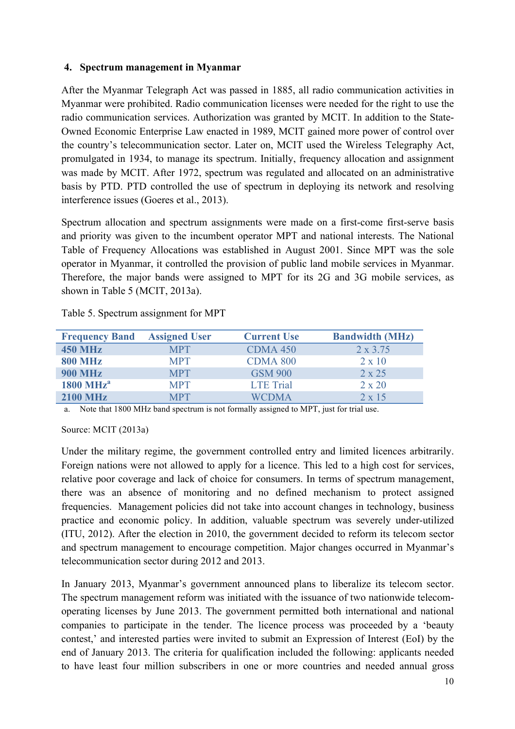## 4. Spectrum management in Myanmar

After the Myanmar Telegraph Act was passed in 1885, all radio communication activities in Myanmar were prohibited. Radio communication licenses were needed for the right to use the radio communication services. Authorization was granted by MCIT. In addition to the State-Owned Economic Enterprise Law enacted in 1989, MCIT gained more power of control over the country's telecommunication sector. Later on, MCIT used the Wireless Telegraphy Act, promulgated in 1934, to manage its spectrum. Initially, frequency allocation and assignment was made by MCIT. After 1972, spectrum was regulated and allocated on an administrative basis by PTD. PTD controlled the use of spectrum in deploying its network and resolving interference issues (Goeres et al., 2013).

Spectrum allocation and spectrum assignments were made on a first-come first-serve basis and priority was given to the incumbent operator MPT and national interests. The National Table of Frequency Allocations was established in August 2001. Since MPT was the sole operator in Myanmar, it controlled the provision of public land mobile services in Myanmar. Therefore, the major bands were assigned to MPT for its 2G and 3G mobile services, as shown in Table 5 (MCIT, 2013a).

Table 5. Spectrum assignment for MPT

| Frequency Band | Assigned User | Current Use | Bandwidth (MHz) |
|---|---|---|---|
| **450 MHz** | MPT | CDMA 450 | 2 x 3.75 |
| **800 MHz** | MPT | CDMA 800 | 2 x 10 |
| **900 MHz** | MPT | GSM 900 | 2 x 25 |
| **1800 MHz**[a] | MPT | LTE Trial | 2 x 20 |
| **2100 MHz** | MPT | WCDMA | 2 x 15 |

a. Note that 1800 MHz band spectrum is not formally assigned to MPT, just for trial use.

Source: MCIT (2013a)

Under the military regime, the government controlled entry and limited licences arbitrarily. Foreign nations were not allowed to apply for a licence. This led to a high cost for services, relative poor coverage and lack of choice for consumers. In terms of spectrum management, there was an absence of monitoring and no defined mechanism to protect assigned frequencies. Management policies did not take into account changes in technology, business practice and economic policy. In addition, valuable spectrum was severely under-utilized (ITU, 2012). After the election in 2010, the government decided to reform its telecom sector and spectrum management to encourage competition. Major changes occurred in Myanmar's telecommunication sector during 2012 and 2013.

In January 2013, Myanmar's government announced plans to liberalize its telecom sector. The spectrum management reform was initiated with the issuance of two nationwide telecom-operating licenses by June 2013. The government permitted both international and national companies to participate in the tender. The licence process was proceeded by a 'beauty contest,' and interested parties were invited to submit an Expression of Interest (EoI) by the end of January 2013. The criteria for qualification included the following: applicants needed to have least four million subscribers in one or more countries and needed annual gross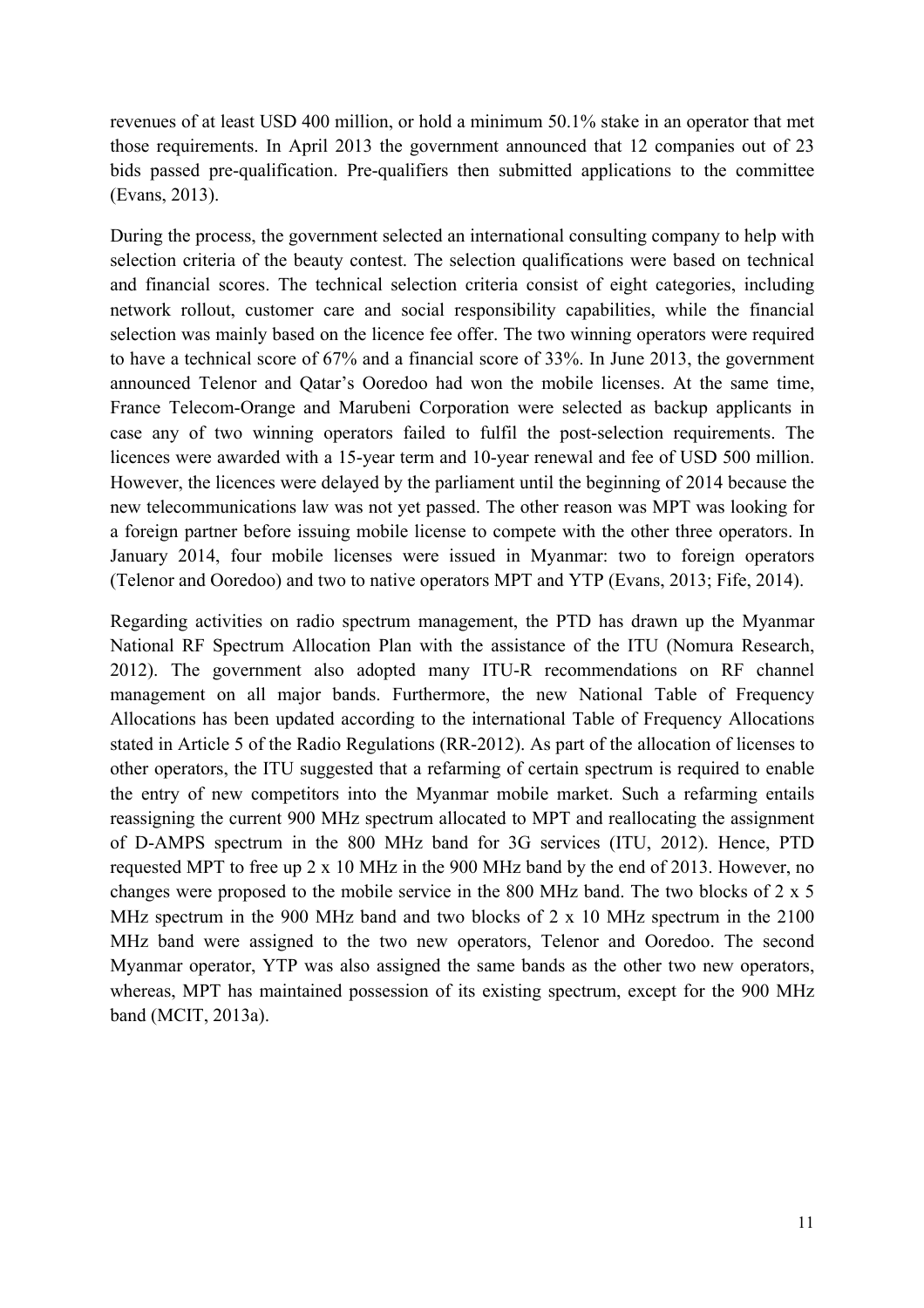revenues of at least USD 400 million, or hold a minimum 50.1% stake in an operator that met those requirements. In April 2013 the government announced that 12 companies out of 23 bids passed pre-qualification. Pre-qualifiers then submitted applications to the committee (Evans, 2013).

During the process, the government selected an international consulting company to help with selection criteria of the beauty contest. The selection qualifications were based on technical and financial scores. The technical selection criteria consist of eight categories, including network rollout, customer care and social responsibility capabilities, while the financial selection was mainly based on the licence fee offer. The two winning operators were required to have a technical score of 67% and a financial score of 33%. In June 2013, the government announced Telenor and Qatar's Ooredoo had won the mobile licenses. At the same time, France Telecom-Orange and Marubeni Corporation were selected as backup applicants in case any of two winning operators failed to fulfil the post-selection requirements. The licences were awarded with a 15-year term and 10-year renewal and fee of USD 500 million. However, the licences were delayed by the parliament until the beginning of 2014 because the new telecommunications law was not yet passed. The other reason was MPT was looking for a foreign partner before issuing mobile license to compete with the other three operators. In January 2014, four mobile licenses were issued in Myanmar: two to foreign operators (Telenor and Ooredoo) and two to native operators MPT and YTP (Evans, 2013; Fife, 2014).

Regarding activities on radio spectrum management, the PTD has drawn up the Myanmar National RF Spectrum Allocation Plan with the assistance of the ITU (Nomura Research, 2012). The government also adopted many ITU-R recommendations on RF channel management on all major bands. Furthermore, the new National Table of Frequency Allocations has been updated according to the international Table of Frequency Allocations stated in Article 5 of the Radio Regulations (RR-2012). As part of the allocation of licenses to other operators, the ITU suggested that a refarming of certain spectrum is required to enable the entry of new competitors into the Myanmar mobile market. Such a refarming entails reassigning the current 900 MHz spectrum allocated to MPT and reallocating the assignment of D-AMPS spectrum in the 800 MHz band for 3G services (ITU, 2012). Hence, PTD requested MPT to free up 2 x 10 MHz in the 900 MHz band by the end of 2013. However, no changes were proposed to the mobile service in the 800 MHz band. The two blocks of 2 x 5 MHz spectrum in the 900 MHz band and two blocks of 2 x 10 MHz spectrum in the 2100 MHz band were assigned to the two new operators, Telenor and Ooredoo. The second Myanmar operator, YTP was also assigned the same bands as the other two new operators, whereas, MPT has maintained possession of its existing spectrum, except for the 900 MHz band (MCIT, 2013a).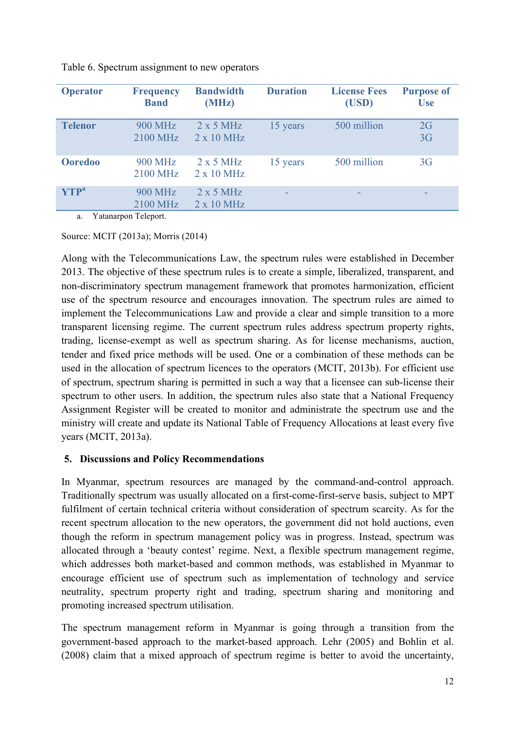Table 6. Spectrum assignment to new operators

| Operator | Frequency Band | Bandwidth (MHz) | Duration | License Fees (USD) | Purpose of Use |
|---|---|---|---|---|---|
| **Telenor** | 900 MHz<br>2100 MHz | 2 x 5 MHz<br>2 x 10 MHz | 15 years | 500 million | 2G<br>3G |
| **Ooredoo** | 900 MHz<br>2100 MHz | 2 x 5 MHz<br>2 x 10 MHz | 15 years | 500 million | 3G |
| **YTP**[a] | 900 MHz<br>2100 MHz | 2 x 5 MHz<br>2 x 10 MHz | - | - | - |

a. Yatanarpon Teleport.

Source: MCIT (2013a); Morris (2014)

Along with the Telecommunications Law, the spectrum rules were established in December 2013. The objective of these spectrum rules is to create a simple, liberalized, transparent, and non-discriminatory spectrum management framework that promotes harmonization, efficient use of the spectrum resource and encourages innovation. The spectrum rules are aimed to implement the Telecommunications Law and provide a clear and simple transition to a more transparent licensing regime. The current spectrum rules address spectrum property rights, trading, license-exempt as well as spectrum sharing. As for license mechanisms, auction, tender and fixed price methods will be used. One or a combination of these methods can be used in the allocation of spectrum licences to the operators (MCIT, 2013b). For efficient use of spectrum, spectrum sharing is permitted in such a way that a licensee can sub-license their spectrum to other users. In addition, the spectrum rules also state that a National Frequency Assignment Register will be created to monitor and administrate the spectrum use and the ministry will create and update its National Table of Frequency Allocations at least every five years (MCIT, 2013a).

## 5. Discussions and Policy Recommendations

In Myanmar, spectrum resources are managed by the command-and-control approach. Traditionally spectrum was usually allocated on a first-come-first-serve basis, subject to MPT fulfilment of certain technical criteria without consideration of spectrum scarcity. As for the recent spectrum allocation to the new operators, the government did not hold auctions, even though the reform in spectrum management policy was in progress. Instead, spectrum was allocated through a 'beauty contest' regime. Next, a flexible spectrum management regime, which addresses both market-based and common methods, was established in Myanmar to encourage efficient use of spectrum such as implementation of technology and service neutrality, spectrum property right and trading, spectrum sharing and monitoring and promoting increased spectrum utilisation.

The spectrum management reform in Myanmar is going through a transition from the government-based approach to the market-based approach. Lehr (2005) and Bohlin et al. (2008) claim that a mixed approach of spectrum regime is better to avoid the uncertainty,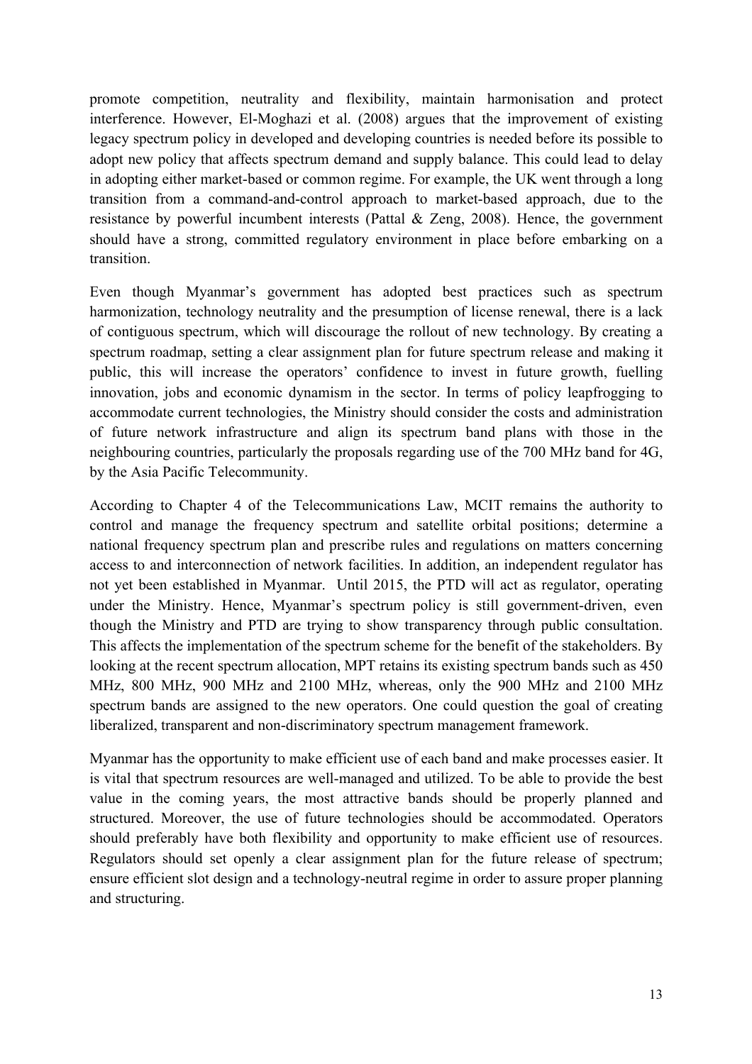promote competition, neutrality and flexibility, maintain harmonisation and protect interference. However, El-Moghazi et al. (2008) argues that the improvement of existing legacy spectrum policy in developed and developing countries is needed before its possible to adopt new policy that affects spectrum demand and supply balance. This could lead to delay in adopting either market-based or common regime. For example, the UK went through a long transition from a command-and-control approach to market-based approach, due to the resistance by powerful incumbent interests (Pattal & Zeng, 2008). Hence, the government should have a strong, committed regulatory environment in place before embarking on a transition.

Even though Myanmar's government has adopted best practices such as spectrum harmonization, technology neutrality and the presumption of license renewal, there is a lack of contiguous spectrum, which will discourage the rollout of new technology. By creating a spectrum roadmap, setting a clear assignment plan for future spectrum release and making it public, this will increase the operators' confidence to invest in future growth, fuelling innovation, jobs and economic dynamism in the sector. In terms of policy leapfrogging to accommodate current technologies, the Ministry should consider the costs and administration of future network infrastructure and align its spectrum band plans with those in the neighbouring countries, particularly the proposals regarding use of the 700 MHz band for 4G, by the Asia Pacific Telecommunity.

According to Chapter 4 of the Telecommunications Law, MCIT remains the authority to control and manage the frequency spectrum and satellite orbital positions; determine a national frequency spectrum plan and prescribe rules and regulations on matters concerning access to and interconnection of network facilities. In addition, an independent regulator has not yet been established in Myanmar. Until 2015, the PTD will act as regulator, operating under the Ministry. Hence, Myanmar's spectrum policy is still government-driven, even though the Ministry and PTD are trying to show transparency through public consultation. This affects the implementation of the spectrum scheme for the benefit of the stakeholders. By looking at the recent spectrum allocation, MPT retains its existing spectrum bands such as 450 MHz, 800 MHz, 900 MHz and 2100 MHz, whereas, only the 900 MHz and 2100 MHz spectrum bands are assigned to the new operators. One could question the goal of creating liberalized, transparent and non-discriminatory spectrum management framework.

Myanmar has the opportunity to make efficient use of each band and make processes easier. It is vital that spectrum resources are well-managed and utilized. To be able to provide the best value in the coming years, the most attractive bands should be properly planned and structured. Moreover, the use of future technologies should be accommodated. Operators should preferably have both flexibility and opportunity to make efficient use of resources. Regulators should set openly a clear assignment plan for the future release of spectrum; ensure efficient slot design and a technology-neutral regime in order to assure proper planning and structuring.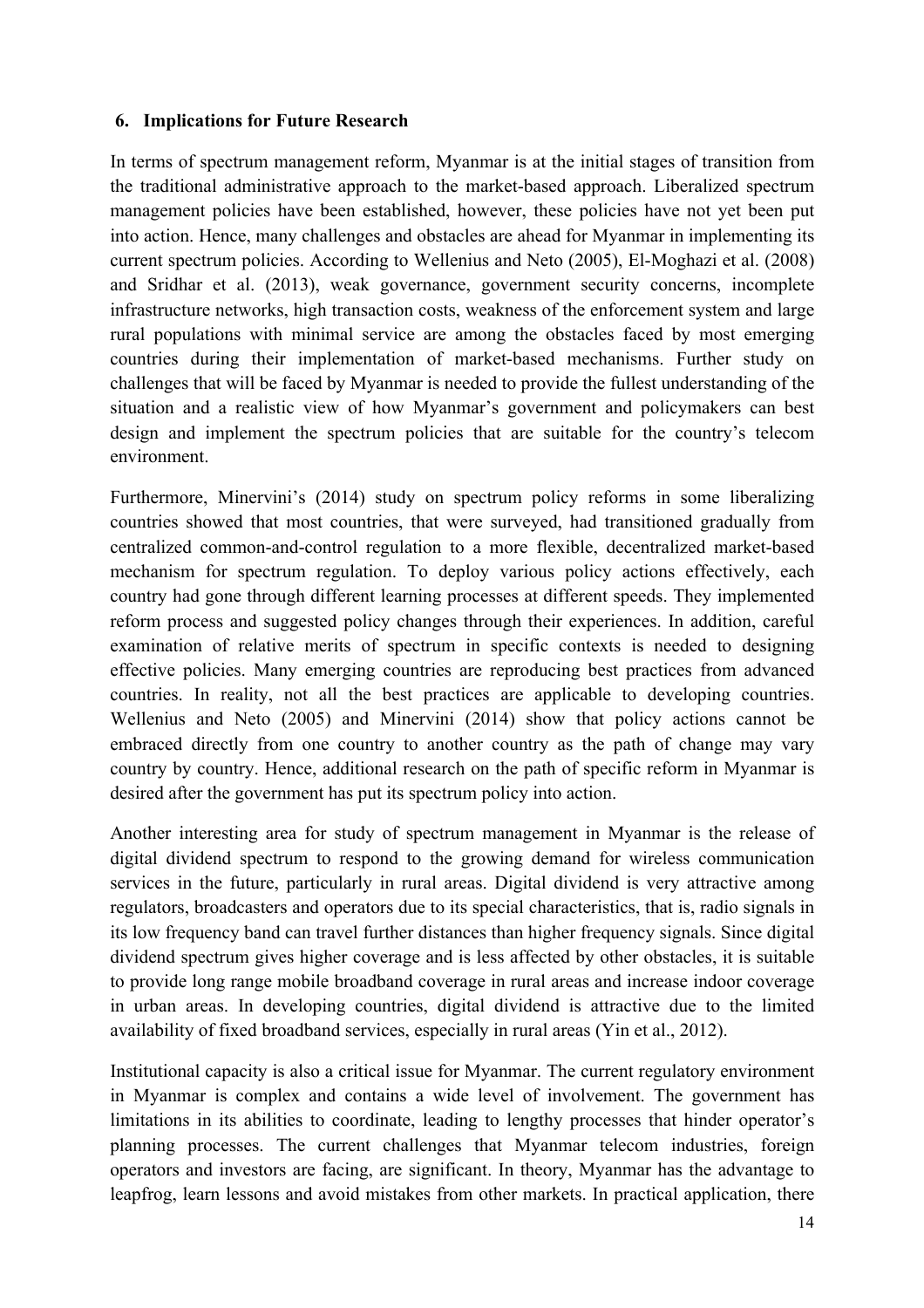## 6. Implications for Future Research

In terms of spectrum management reform, Myanmar is at the initial stages of transition from the traditional administrative approach to the market-based approach. Liberalized spectrum management policies have been established, however, these policies have not yet been put into action. Hence, many challenges and obstacles are ahead for Myanmar in implementing its current spectrum policies. According to Wellenius and Neto (2005), El-Moghazi et al. (2008) and Sridhar et al. (2013), weak governance, government security concerns, incomplete infrastructure networks, high transaction costs, weakness of the enforcement system and large rural populations with minimal service are among the obstacles faced by most emerging countries during their implementation of market-based mechanisms. Further study on challenges that will be faced by Myanmar is needed to provide the fullest understanding of the situation and a realistic view of how Myanmar's government and policymakers can best design and implement the spectrum policies that are suitable for the country's telecom environment.

Furthermore, Minervini's (2014) study on spectrum policy reforms in some liberalizing countries showed that most countries, that were surveyed, had transitioned gradually from centralized common-and-control regulation to a more flexible, decentralized market-based mechanism for spectrum regulation. To deploy various policy actions effectively, each country had gone through different learning processes at different speeds. They implemented reform process and suggested policy changes through their experiences. In addition, careful examination of relative merits of spectrum in specific contexts is needed to designing effective policies. Many emerging countries are reproducing best practices from advanced countries. In reality, not all the best practices are applicable to developing countries. Wellenius and Neto (2005) and Minervini (2014) show that policy actions cannot be embraced directly from one country to another country as the path of change may vary country by country. Hence, additional research on the path of specific reform in Myanmar is desired after the government has put its spectrum policy into action.

Another interesting area for study of spectrum management in Myanmar is the release of digital dividend spectrum to respond to the growing demand for wireless communication services in the future, particularly in rural areas. Digital dividend is very attractive among regulators, broadcasters and operators due to its special characteristics, that is, radio signals in its low frequency band can travel further distances than higher frequency signals. Since digital dividend spectrum gives higher coverage and is less affected by other obstacles, it is suitable to provide long range mobile broadband coverage in rural areas and increase indoor coverage in urban areas. In developing countries, digital dividend is attractive due to the limited availability of fixed broadband services, especially in rural areas (Yin et al., 2012).

Institutional capacity is also a critical issue for Myanmar. The current regulatory environment in Myanmar is complex and contains a wide level of involvement. The government has limitations in its abilities to coordinate, leading to lengthy processes that hinder operator's planning processes. The current challenges that Myanmar telecom industries, foreign operators and investors are facing, are significant. In theory, Myanmar has the advantage to leapfrog, learn lessons and avoid mistakes from other markets. In practical application, there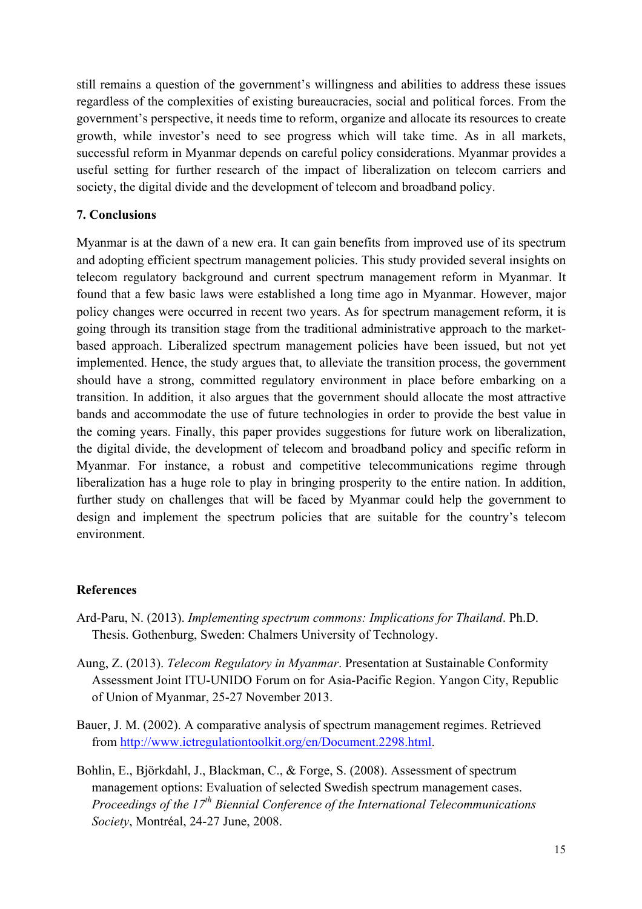still remains a question of the government's willingness and abilities to address these issues regardless of the complexities of existing bureaucracies, social and political forces. From the government's perspective, it needs time to reform, organize and allocate its resources to create growth, while investor's need to see progress which will take time. As in all markets, successful reform in Myanmar depends on careful policy considerations. Myanmar provides a useful setting for further research of the impact of liberalization on telecom carriers and society, the digital divide and the development of telecom and broadband policy.

## 7. Conclusions

Myanmar is at the dawn of a new era. It can gain benefits from improved use of its spectrum and adopting efficient spectrum management policies. This study provided several insights on telecom regulatory background and current spectrum management reform in Myanmar. It found that a few basic laws were established a long time ago in Myanmar. However, major policy changes were occurred in recent two years. As for spectrum management reform, it is going through its transition stage from the traditional administrative approach to the market-based approach. Liberalized spectrum management policies have been issued, but not yet implemented. Hence, the study argues that, to alleviate the transition process, the government should have a strong, committed regulatory environment in place before embarking on a transition. In addition, it also argues that the government should allocate the most attractive bands and accommodate the use of future technologies in order to provide the best value in the coming years. Finally, this paper provides suggestions for future work on liberalization, the digital divide, the development of telecom and broadband policy and specific reform in Myanmar. For instance, a robust and competitive telecommunications regime through liberalization has a huge role to play in bringing prosperity to the entire nation. In addition, further study on challenges that will be faced by Myanmar could help the government to design and implement the spectrum policies that are suitable for the country's telecom environment.

## References

Ard-Paru, N. (2013). *Implementing spectrum commons: Implications for Thailand*. Ph.D. Thesis. Gothenburg, Sweden: Chalmers University of Technology.

Aung, Z. (2013). *Telecom Regulatory in Myanmar*. Presentation at Sustainable Conformity Assessment Joint ITU-UNIDO Forum on for Asia-Pacific Region. Yangon City, Republic of Union of Myanmar, 25-27 November 2013.

Bauer, J. M. (2002). A comparative analysis of spectrum management regimes. Retrieved from http://www.ictregulationtoolkit.org/en/Document.2298.html.

Bohlin, E., Björkdahl, J., Blackman, C., & Forge, S. (2008). Assessment of spectrum management options: Evaluation of selected Swedish spectrum management cases. *Proceedings of the 17th Biennial Conference of the International Telecommunications Society*, Montréal, 24-27 June, 2008.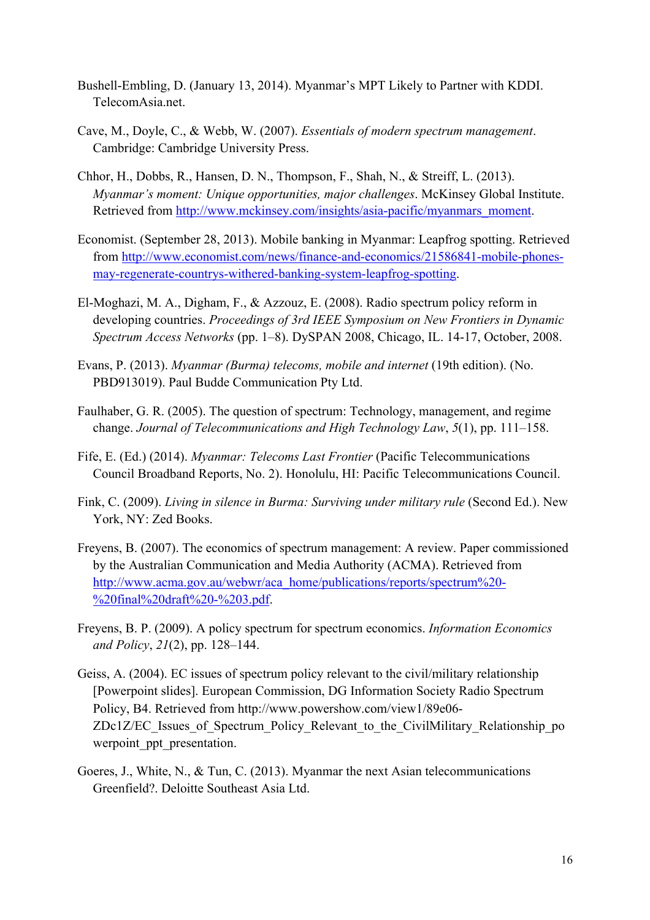Bushell-Embling, D. (January 13, 2014). Myanmar's MPT Likely to Partner with KDDI. TelecomAsia.net.

Cave, M., Doyle, C., & Webb, W. (2007). *Essentials of modern spectrum management*. Cambridge: Cambridge University Press.

Chhor, H., Dobbs, R., Hansen, D. N., Thompson, F., Shah, N., & Streiff, L. (2013). *Myanmar's moment: Unique opportunities, major challenges*. McKinsey Global Institute. Retrieved from http://www.mckinsey.com/insights/asia-pacific/myanmars_moment.

Economist. (September 28, 2013). Mobile banking in Myanmar: Leapfrog spotting. Retrieved from http://www.economist.com/news/finance-and-economics/21586841-mobile-phones-may-regenerate-countrys-withered-banking-system-leapfrog-spotting.

El-Moghazi, M. A., Digham, F., & Azzouz, E. (2008). Radio spectrum policy reform in developing countries. *Proceedings of 3rd IEEE Symposium on New Frontiers in Dynamic Spectrum Access Networks* (pp. 1–8). DySPAN 2008, Chicago, IL. 14-17, October, 2008.

Evans, P. (2013). *Myanmar (Burma) telecoms, mobile and internet* (19th edition). (No. PBD913019). Paul Budde Communication Pty Ltd.

Faulhaber, G. R. (2005). The question of spectrum: Technology, management, and regime change. *Journal of Telecommunications and High Technology Law*, *5*(1), pp. 111–158.

Fife, E. (Ed.) (2014). *Myanmar: Telecoms Last Frontier* (Pacific Telecommunications Council Broadband Reports, No. 2). Honolulu, HI: Pacific Telecommunications Council.

Fink, C. (2009). *Living in silence in Burma: Surviving under military rule* (Second Ed.). New York, NY: Zed Books.

Freyens, B. (2007). The economics of spectrum management: A review. Paper commissioned by the Australian Communication and Media Authority (ACMA). Retrieved from http://www.acma.gov.au/webwr/aca_home/publications/reports/spectrum%20-%20final%20draft%20-%203.pdf.

Freyens, B. P. (2009). A policy spectrum for spectrum economics. *Information Economics and Policy*, *21*(2), pp. 128–144.

Geiss, A. (2004). EC issues of spectrum policy relevant to the civil/military relationship [Powerpoint slides]. European Commission, DG Information Society Radio Spectrum Policy, B4. Retrieved from http://www.powershow.com/view1/89e06-ZDc1Z/EC_Issues_of_Spectrum_Policy_Relevant_to_the_CivilMilitary_Relationship_powerpoint_ppt_presentation.

Goeres, J., White, N., & Tun, C. (2013). Myanmar the next Asian telecommunications Greenfield?. Deloitte Southeast Asia Ltd.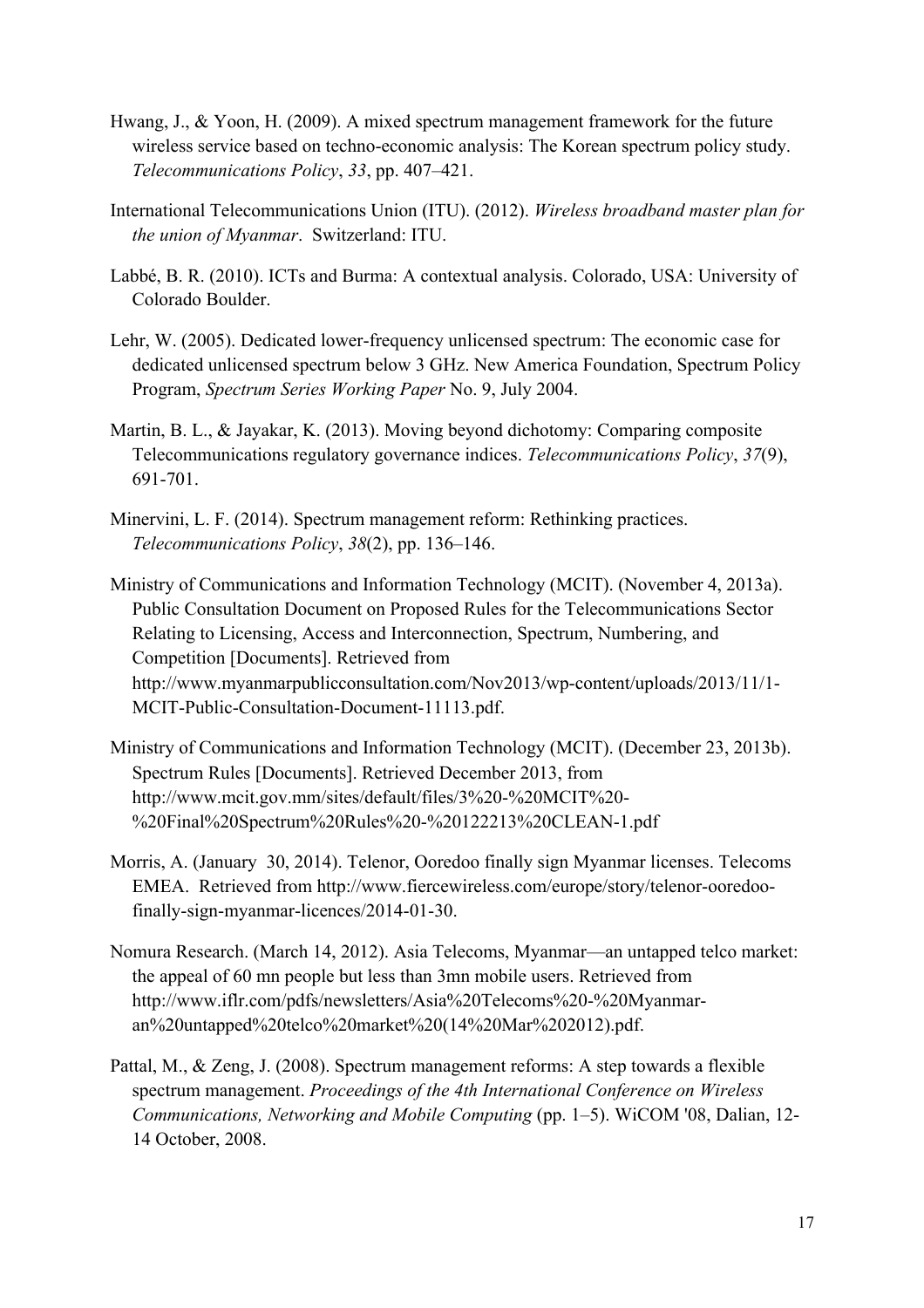Hwang, J., & Yoon, H. (2009). A mixed spectrum management framework for the future wireless service based on techno-economic analysis: The Korean spectrum policy study. *Telecommunications Policy*, *33*, pp. 407–421.

International Telecommunications Union (ITU). (2012). *Wireless broadband master plan for the union of Myanmar*. Switzerland: ITU.

Labbé, B. R. (2010). ICTs and Burma: A contextual analysis. Colorado, USA: University of Colorado Boulder.

Lehr, W. (2005). Dedicated lower-frequency unlicensed spectrum: The economic case for dedicated unlicensed spectrum below 3 GHz. New America Foundation, Spectrum Policy Program, *Spectrum Series Working Paper* No. 9, July 2004.

Martin, B. L., & Jayakar, K. (2013). Moving beyond dichotomy: Comparing composite Telecommunications regulatory governance indices. *Telecommunications Policy*, *37*(9), 691-701.

Minervini, L. F. (2014). Spectrum management reform: Rethinking practices. *Telecommunications Policy*, *38*(2), pp. 136–146.

Ministry of Communications and Information Technology (MCIT). (November 4, 2013a). Public Consultation Document on Proposed Rules for the Telecommunications Sector Relating to Licensing, Access and Interconnection, Spectrum, Numbering, and Competition [Documents]. Retrieved from http://www.myanmarpublicconsultation.com/Nov2013/wp-content/uploads/2013/11/1-MCIT-Public-Consultation-Document-11113.pdf.

Ministry of Communications and Information Technology (MCIT). (December 23, 2013b). Spectrum Rules [Documents]. Retrieved December 2013, from http://www.mcit.gov.mm/sites/default/files/3%20-%20MCIT%20-%20Final%20Spectrum%20Rules%20-%20122213%20CLEAN-1.pdf

Morris, A. (January 30, 2014). Telenor, Ooredoo finally sign Myanmar licenses. Telecoms EMEA. Retrieved from http://www.fiercewireless.com/europe/story/telenor-ooredoo-finally-sign-myanmar-licences/2014-01-30.

Nomura Research. (March 14, 2012). Asia Telecoms, Myanmar—an untapped telco market: the appeal of 60 mn people but less than 3mn mobile users. Retrieved from http://www.iflr.com/pdfs/newsletters/Asia%20Telecoms%20-%20Myanmar-an%20untapped%20telco%20market%20(14%20Mar%202012).pdf.

Pattal, M., & Zeng, J. (2008). Spectrum management reforms: A step towards a flexible spectrum management. *Proceedings of the 4th International Conference on Wireless Communications, Networking and Mobile Computing* (pp. 1–5). WiCOM '08, Dalian, 12-14 October, 2008.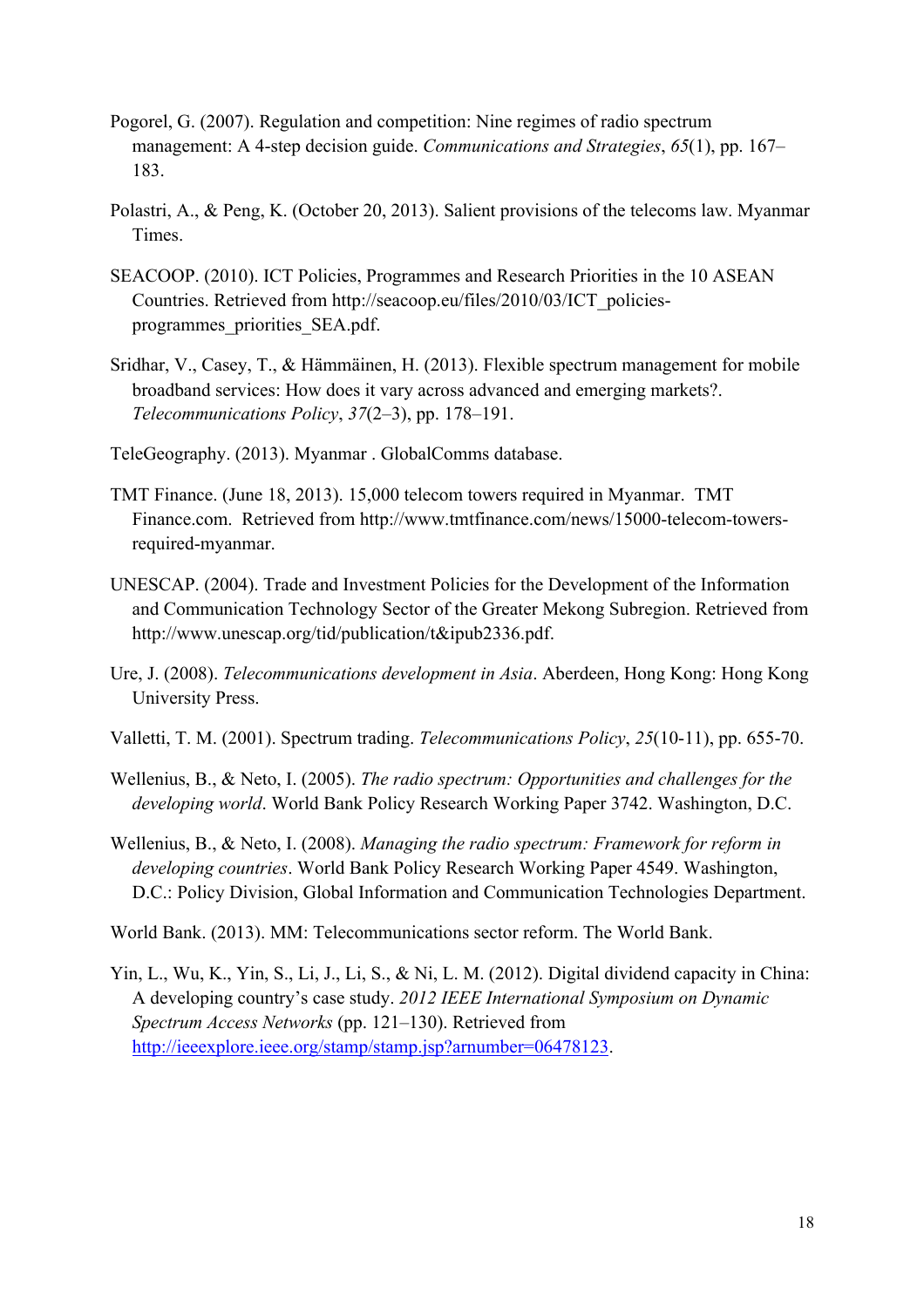Pogorel, G. (2007). Regulation and competition: Nine regimes of radio spectrum management: A 4-step decision guide. *Communications and Strategies*, *65*(1), pp. 167–183.

Polastri, A., & Peng, K. (October 20, 2013). Salient provisions of the telecoms law. Myanmar Times.

SEACOOP. (2010). ICT Policies, Programmes and Research Priorities in the 10 ASEAN Countries. Retrieved from http://seacoop.eu/files/2010/03/ICT_policies-programmes_priorities_SEA.pdf.

Sridhar, V., Casey, T., & Hämmäinen, H. (2013). Flexible spectrum management for mobile broadband services: How does it vary across advanced and emerging markets?. *Telecommunications Policy*, *37*(2–3), pp. 178–191.

TeleGeography. (2013). Myanmar . GlobalComms database.

TMT Finance. (June 18, 2013). 15,000 telecom towers required in Myanmar. TMT Finance.com. Retrieved from http://www.tmtfinance.com/news/15000-telecom-towers-required-myanmar.

UNESCAP. (2004). Trade and Investment Policies for the Development of the Information and Communication Technology Sector of the Greater Mekong Subregion. Retrieved from http://www.unescap.org/tid/publication/t&ipub2336.pdf.

Ure, J. (2008). *Telecommunications development in Asia*. Aberdeen, Hong Kong: Hong Kong University Press.

Valletti, T. M. (2001). Spectrum trading. *Telecommunications Policy*, *25*(10-11), pp. 655-70.

Wellenius, B., & Neto, I. (2005). *The radio spectrum: Opportunities and challenges for the developing world*. World Bank Policy Research Working Paper 3742. Washington, D.C.

Wellenius, B., & Neto, I. (2008). *Managing the radio spectrum: Framework for reform in developing countries*. World Bank Policy Research Working Paper 4549. Washington, D.C.: Policy Division, Global Information and Communication Technologies Department.

World Bank. (2013). MM: Telecommunications sector reform. The World Bank.

Yin, L., Wu, K., Yin, S., Li, J., Li, S., & Ni, L. M. (2012). Digital dividend capacity in China: A developing country's case study. *2012 IEEE International Symposium on Dynamic Spectrum Access Networks* (pp. 121–130). Retrieved from http://ieeexplore.ieee.org/stamp/stamp.jsp?arnumber=06478123.